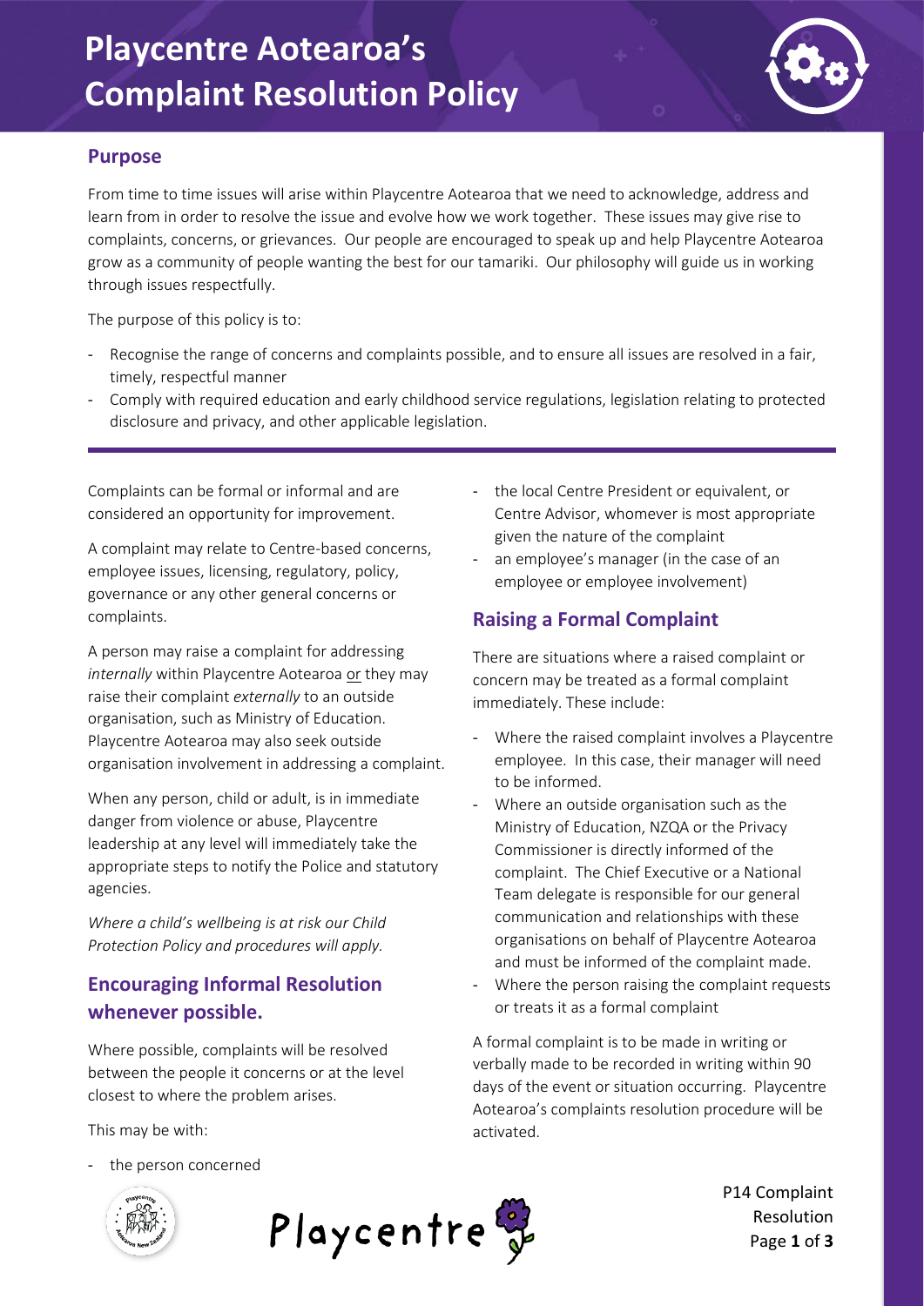# Playcentre Aotearoa's Complaint Resolution Policy

## Purpose

From time to time issues will arise within Playcentre Aotearoa that we need to acknowledge, address and learn from in order to resolve the issue and evolve how we work together. These issues may give rise to complaints, concerns, or grievances. Our people are encouraged to speak up and help Playcentre Aotearoa grow as a community of people wanting the best for our tamariki. Our philosophy will guide us in working through issues respectfully.

The purpose of this policy is to:

- Recognise the range of concerns and complaints possible, and to ensure all issues are resolved in a fair, timely, respectful manner
- Comply with required education and early childhood service regulations, legislation relating to protected disclosure and privacy, and other applicable legislation.

---

Complaints can be formal or informal and are considered an opportunity for improvement.

A complaint may relate to Centre-based concerns, employee issues, licensing, regulatory, policy, governance or any other general concerns or complaints.

A person may raise a complaint for addressing *internally* within Playcentre Aotearoa or they may raise their complaint *externally* to an outside organisation, such as Ministry of Education. Playcentre Aotearoa may also seek outside organisation involvement in addressing a complaint.

When any person, child or adult, is in immediate danger from violence or abuse, Playcentre leadership at any level will immediately take the appropriate steps to notify the Police and statutory agencies.

*Where a child's wellbeing is at risk our Child Protection Policy and procedures will apply.*

## Encouraging Informal Resolution whenever possible.

Where possible, complaints will be resolved between the people it concerns or at the level closest to where the problem arises.

This may be with:

- the person concerned
- the local Centre President or equivalent, or Centre Advisor, whomever is most appropriate given the nature of the complaint
- an employee's manager (in the case of an employee or employee involvement)

## Raising a Formal Complaint

There are situations where a raised complaint or concern may be treated as a formal complaint immediately. These include:

- Where the raised complaint involves a Playcentre employee. In this case, their manager will need to be informed.
- Where an outside organisation such as the Ministry of Education, NZQA or the Privacy Commissioner is directly informed of the complaint. The Chief Executive or a National Team delegate is responsible for our general communication and relationships with these organisations on behalf of Playcentre Aotearoa and must be informed of the complaint made.
- Where the person raising the complaint requests or treats it as a formal complaint

A formal complaint is to be made in writing or verbally made to be recorded in writing within 90 days of the event or situation occurring. Playcentre Aotearoa's complaints resolution procedure will be activated.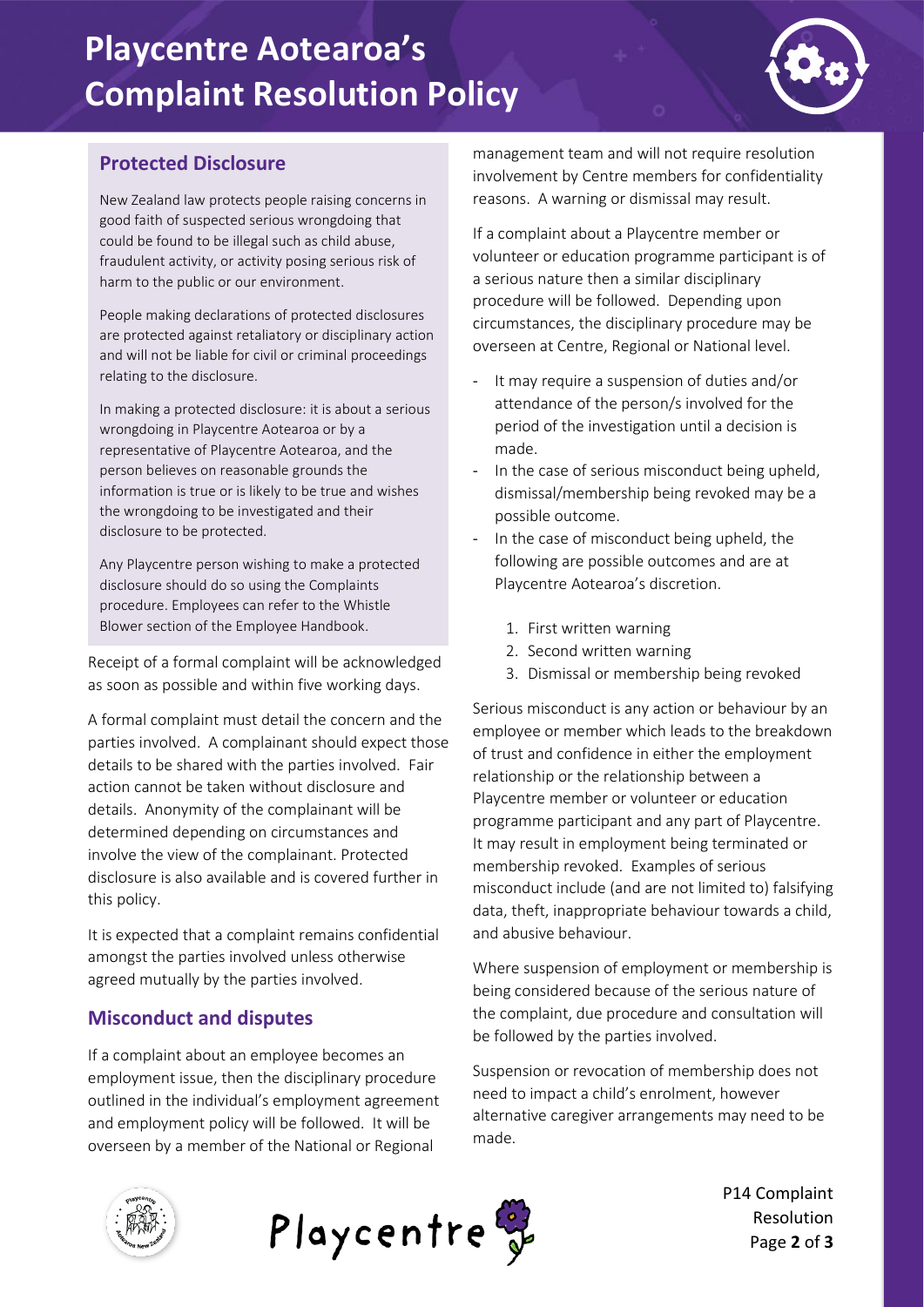## Protected Disclosure

New Zealand law protects people raising concerns in good faith of suspected serious wrongdoing that could be found to be illegal such as child abuse, fraudulent activity, or activity posing serious risk of harm to the public or our environment.

People making declarations of protected disclosures are protected against retaliatory or disciplinary action and will not be liable for civil or criminal proceedings relating to the disclosure.

In making a protected disclosure: it is about a serious wrongdoing in Playcentre Aotearoa or by a representative of Playcentre Aotearoa, and the person believes on reasonable grounds the information is true or is likely to be true and wishes the wrongdoing to be investigated and their disclosure to be protected.

Any Playcentre person wishing to make a protected disclosure should do so using the Complaints procedure. Employees can refer to the Whistle Blower section of the Employee Handbook.

Receipt of a formal complaint will be acknowledged as soon as possible and within five working days.

A formal complaint must detail the concern and the parties involved. A complainant should expect those details to be shared with the parties involved. Fair action cannot be taken without disclosure and details. Anonymity of the complainant will be determined depending on circumstances and involve the view of the complainant. Protected disclosure is also available and is covered further in this policy.

It is expected that a complaint remains confidential amongst the parties involved unless otherwise agreed mutually by the parties involved.

## Misconduct and disputes

If a complaint about an employee becomes an employment issue, then the disciplinary procedure outlined in the individual's employment agreement and employment policy will be followed. It will be overseen by a member of the National or Regional management team and will not require resolution involvement by Centre members for confidentiality reasons. A warning or dismissal may result.

If a complaint about a Playcentre member or volunteer or education programme participant is of a serious nature then a similar disciplinary procedure will be followed. Depending upon circumstances, the disciplinary procedure may be overseen at Centre, Regional or National level.

- It may require a suspension of duties and/or attendance of the person/s involved for the period of the investigation until a decision is made.
- In the case of serious misconduct being upheld, dismissal/membership being revoked may be a possible outcome.
- In the case of misconduct being upheld, the following are possible outcomes and are at Playcentre Aotearoa's discretion.
    1. First written warning
    2. Second written warning
    3. Dismissal or membership being revoked

Serious misconduct is any action or behaviour by an employee or member which leads to the breakdown of trust and confidence in either the employment relationship or the relationship between a Playcentre member or volunteer or education programme participant and any part of Playcentre. It may result in employment being terminated or membership revoked. Examples of serious misconduct include (and are not limited to) falsifying data, theft, inappropriate behaviour towards a child, and abusive behaviour.

Where suspension of employment or membership is being considered because of the serious nature of the complaint, due procedure and consultation will be followed by the parties involved.

Suspension or revocation of membership does not need to impact a child's enrolment, however alternative caregiver arrangements may need to be made.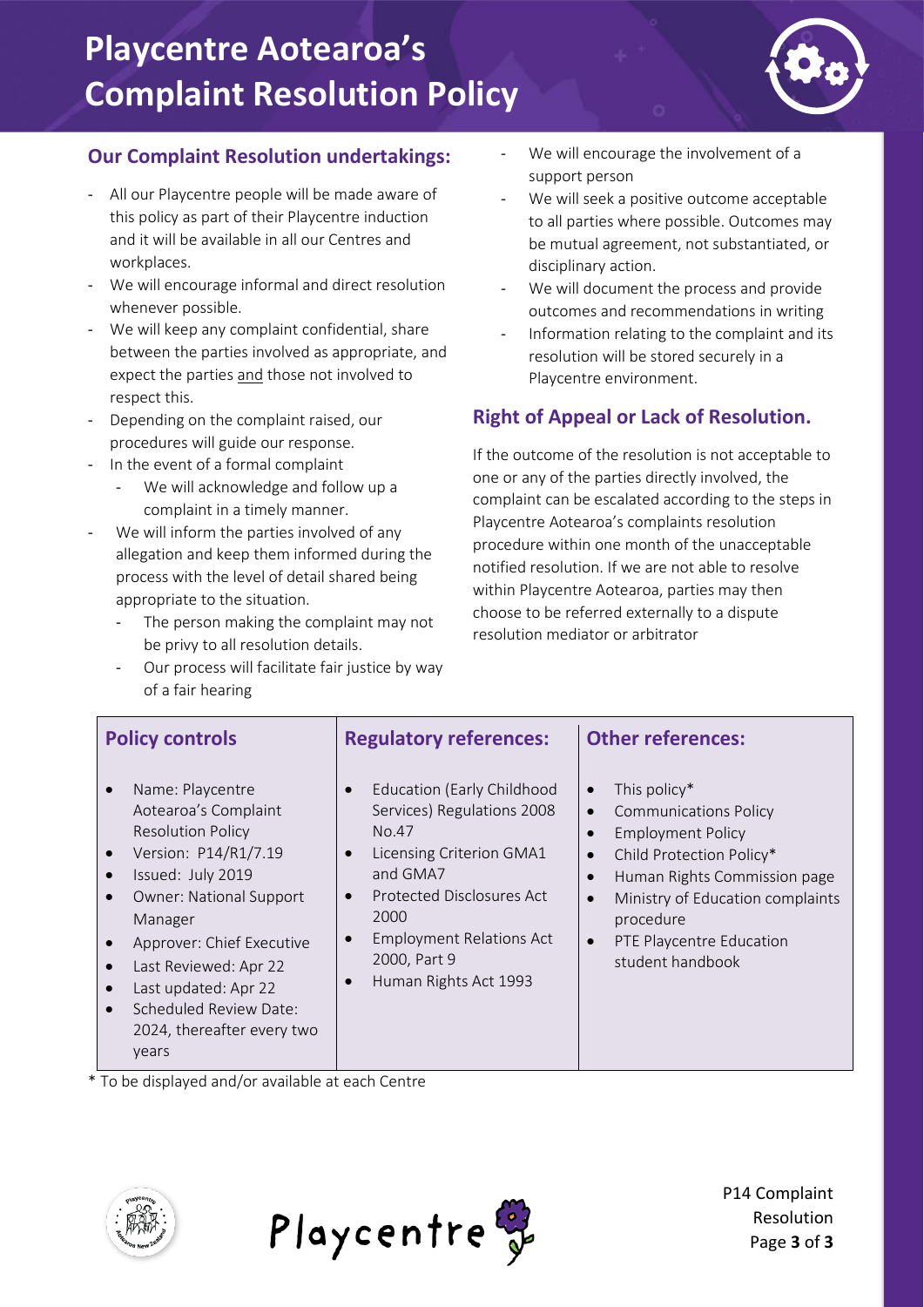# Playcentre Aotearoa's Complaint Resolution Policy

## Our Complaint Resolution undertakings:

- All our Playcentre people will be made aware of this policy as part of their Playcentre induction and it will be available in all our Centres and workplaces.
- We will encourage informal and direct resolution whenever possible.
- We will keep any complaint confidential, share between the parties involved as appropriate, and expect the parties <u>and</u> those not involved to respect this.
- Depending on the complaint raised, our procedures will guide our response.
- In the event of a formal complaint
  - We will acknowledge and follow up a complaint in a timely manner.
- We will inform the parties involved of any allegation and keep them informed during the process with the level of detail shared being appropriate to the situation.
  - The person making the complaint may not be privy to all resolution details.
  - Our process will facilitate fair justice by way of a fair hearing
  - We will encourage the involvement of a support person
  - We will seek a positive outcome acceptable to all parties where possible. Outcomes may be mutual agreement, not substantiated, or disciplinary action.
  - We will document the process and provide outcomes and recommendations in writing
  - Information relating to the complaint and its resolution will be stored securely in a Playcentre environment.

## Right of Appeal or Lack of Resolution.

If the outcome of the resolution is not acceptable to one or any of the parties directly involved, the complaint can be escalated according to the steps in Playcentre Aotearoa's complaints resolution procedure within one month of the unacceptable notified resolution. If we are not able to resolve within Playcentre Aotearoa, parties may then choose to be referred externally to a dispute resolution mediator or arbitrator

| Policy controls | Regulatory references: | Other references: |
|---|---|---|
| • Name: Playcentre Aotearoa's Complaint Resolution Policy<br>• Version: P14/R1/7.19<br>• Issued: July 2019<br>• Owner: National Support Manager<br>• Approver: Chief Executive<br>• Last Reviewed: Apr 22<br>• Last updated: Apr 22<br>• Scheduled Review Date: 2024, thereafter every two years | • Education (Early Childhood Services) Regulations 2008 No.47<br>• Licensing Criterion GMA1 and GMA7<br>• Protected Disclosures Act 2000<br>• Employment Relations Act 2000, Part 9<br>• Human Rights Act 1993 | • This policy*<br>• Communications Policy<br>• Employment Policy<br>• Child Protection Policy*<br>• Human Rights Commission page<br>• Ministry of Education complaints procedure<br>• PTE Playcentre Education student handbook |

* To be displayed and/or available at each Centre